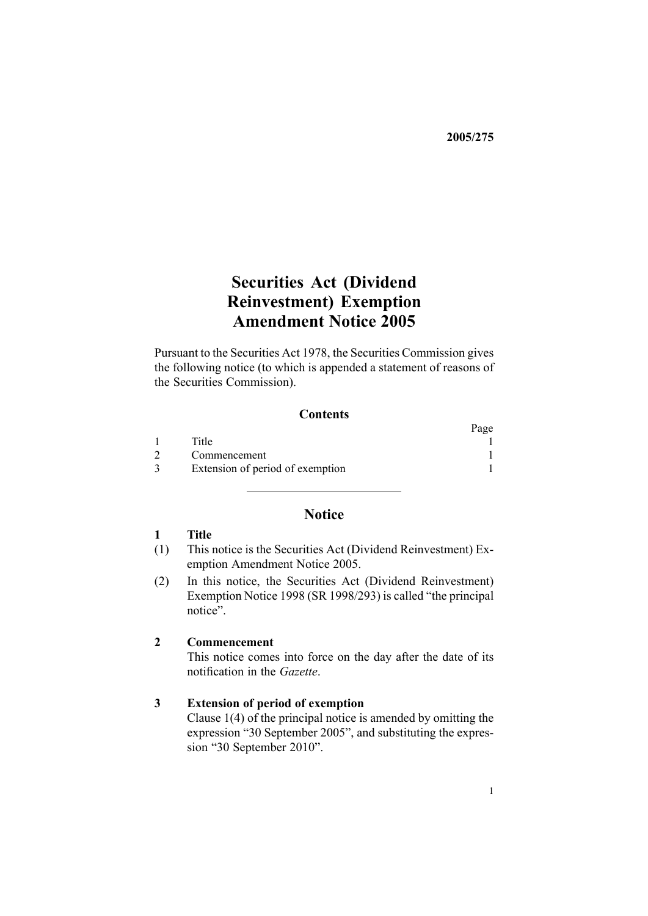**2005/275**

# Securities Act (Dividend Reinvestment) Exemption Amendment Notice 2005

Pursuant to the Securities Act 1978, the Securities Commission gives the following notice (to which is appended a statement of reasons of the Securities Commission).

### Contents

| | | Page |
|---|---|---|
| 1 | Title | 1 |
| 2 | Commencement | 1 |
| 3 | Extension of period of exemption | 1 |

---

## Notice

### 1 Title

(1) This notice is the Securities Act (Dividend Reinvestment) Exemption Amendment Notice 2005.

(2) In this notice, the Securities Act (Dividend Reinvestment) Exemption Notice 1998 (SR 1998/293) is called "the principal notice".

### 2 Commencement

This notice comes into force on the day after the date of its notification in the *Gazette*.

### 3 Extension of period of exemption

Clause 1(4) of the principal notice is amended by omitting the expression "30 September 2005", and substituting the expression "30 September 2010".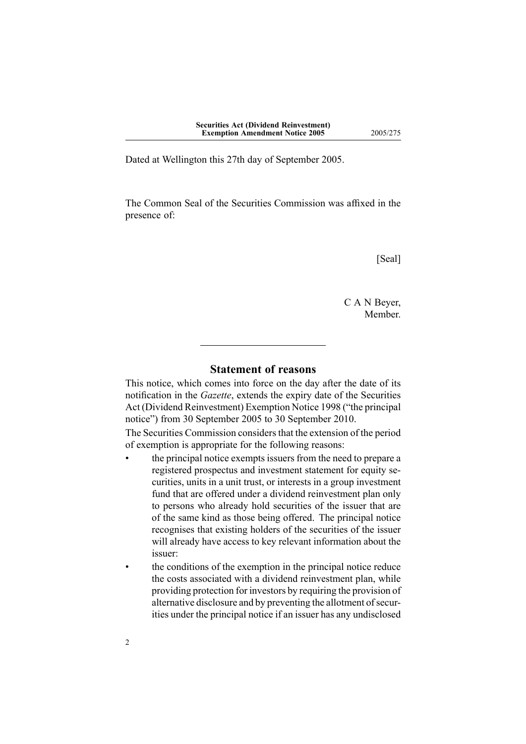Dated at Wellington this 27th day of September 2005.

The Common Seal of the Securities Commission was affixed in the presence of:

[Seal]

C A N Beyer,
Member.

---

## Statement of reasons

This notice, which comes into force on the day after the date of its notification in the *Gazette*, extends the expiry date of the Securities Act (Dividend Reinvestment) Exemption Notice 1998 ("the principal notice") from 30 September 2005 to 30 September 2010.

The Securities Commission considers that the extension of the period of exemption is appropriate for the following reasons:

- the principal notice exempts issuers from the need to prepare a registered prospectus and investment statement for equity securities, units in a unit trust, or interests in a group investment fund that are offered under a dividend reinvestment plan only to persons who already hold securities of the issuer that are of the same kind as those being offered. The principal notice recognises that existing holders of the securities of the issuer will already have access to key relevant information about the issuer:
- the conditions of the exemption in the principal notice reduce the costs associated with a dividend reinvestment plan, while providing protection for investors by requiring the provision of alternative disclosure and by preventing the allotment of securities under the principal notice if an issuer has any undisclosed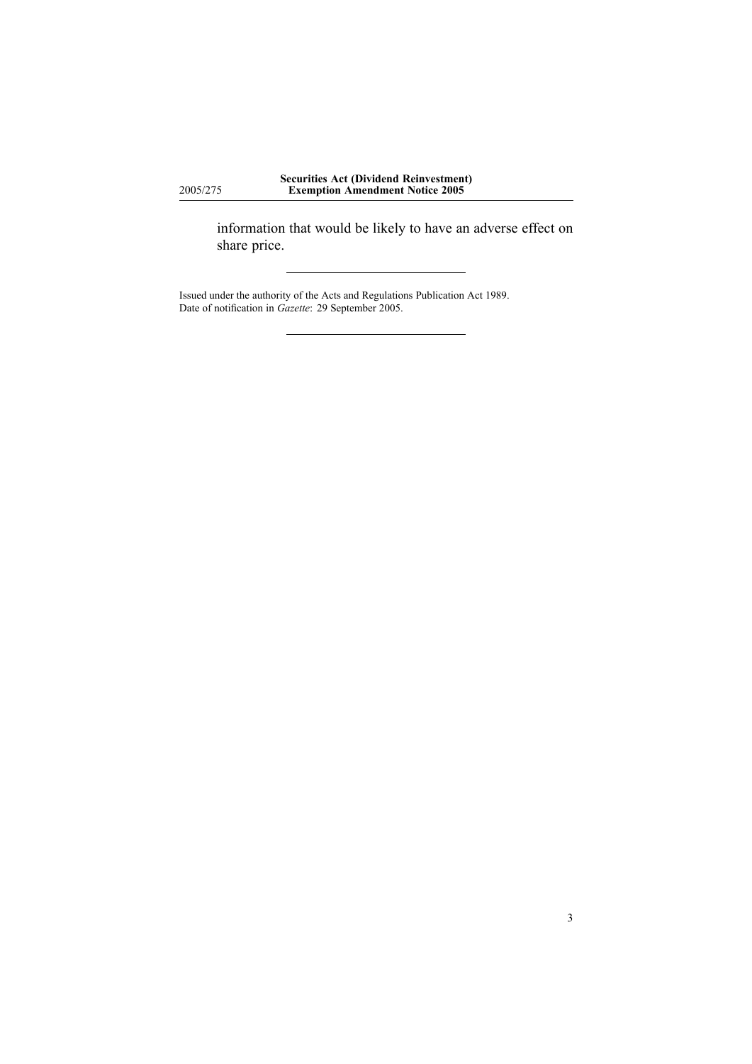information that would be likely to have an adverse effect on share price.

---

Issued under the authority of the Acts and Regulations Publication Act 1989.
Date of notification in *Gazette*: 29 September 2005.

---